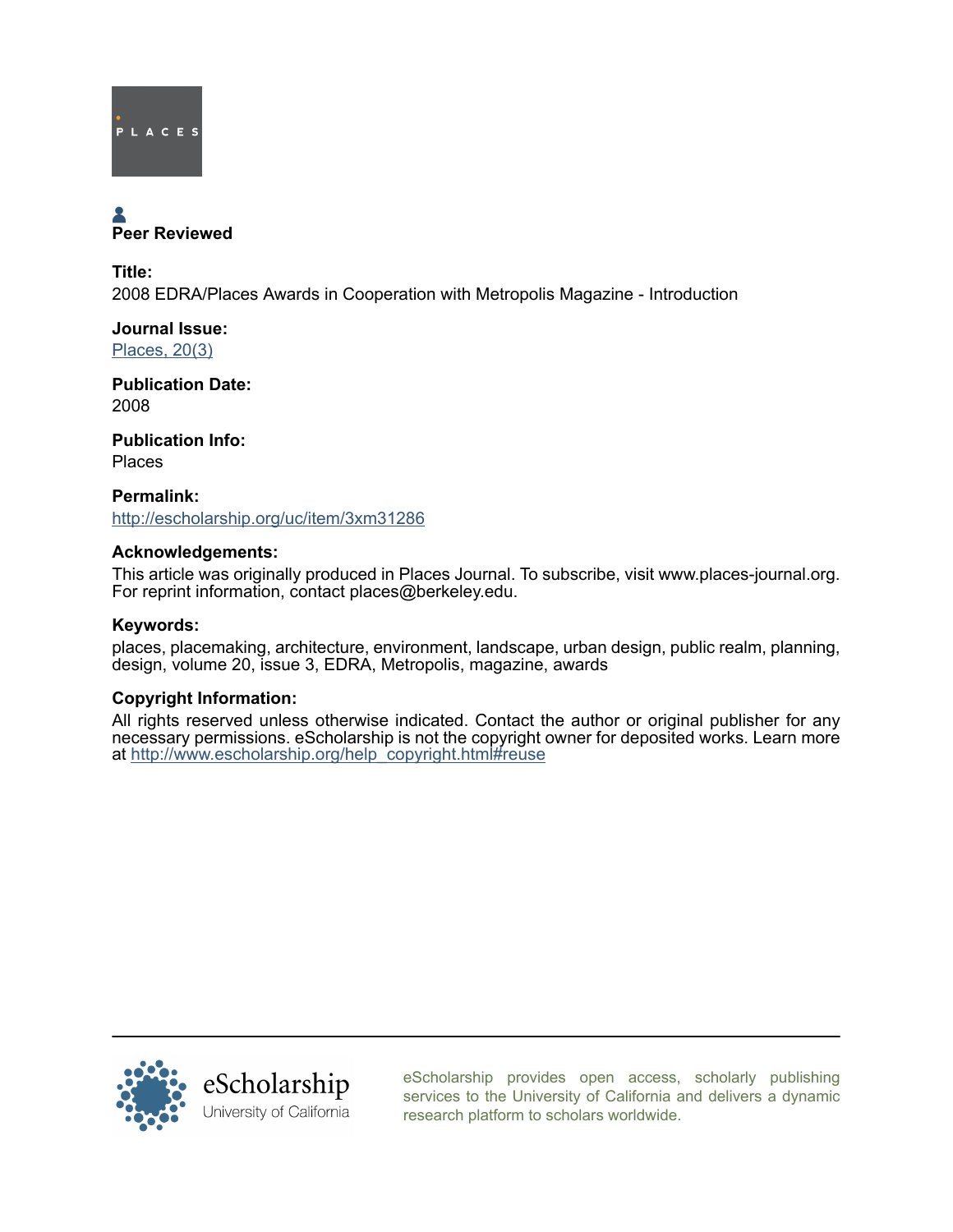PLACES

**Peer Reviewed**

**Title:**

2008 EDRA/Places Awards in Cooperation with Metropolis Magazine - Introduction

**Journal Issue:**

[Places, 20(3)](#)

**Publication Date:**

2008

**Publication Info:**

Places

**Permalink:**

[http://escholarship.org/uc/item/3xm31286](http://escholarship.org/uc/item/3xm31286)

**Acknowledgements:**

This article was originally produced in Places Journal. To subscribe, visit www.places-journal.org. For reprint information, contact places@berkeley.edu.

**Keywords:**

places, placemaking, architecture, environment, landscape, urban design, public realm, planning, design, volume 20, issue 3, EDRA, Metropolis, magazine, awards

**Copyright Information:**

All rights reserved unless otherwise indicated. Contact the author or original publisher for any necessary permissions. eScholarship is not the copyright owner for deposited works. Learn more at [http://www.escholarship.org/help_copyright.html#reuse](http://www.escholarship.org/help_copyright.html#reuse)

eScholarship
University of California

eScholarship provides open access, scholarly publishing services to the University of California and delivers a dynamic research platform to scholars worldwide.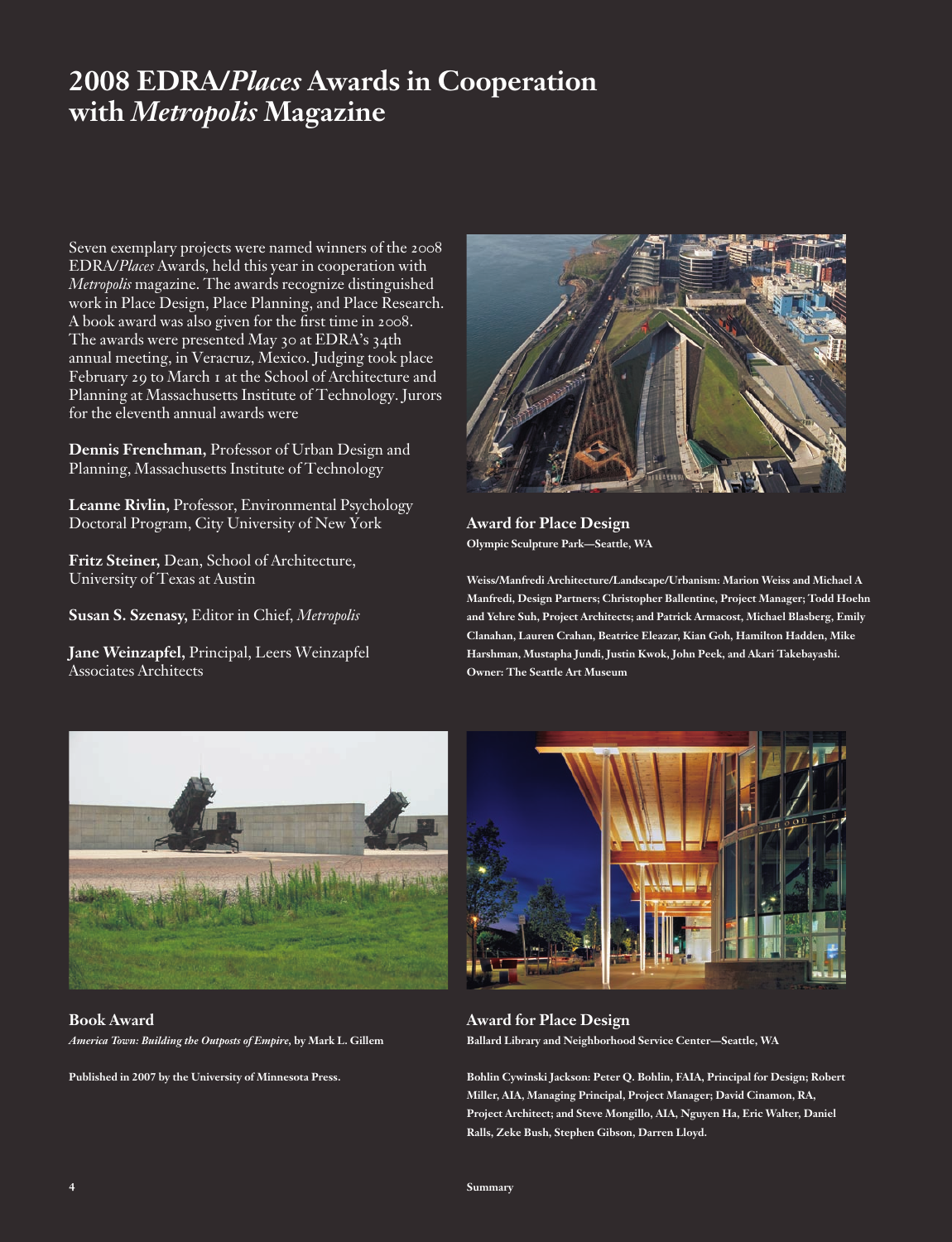# 2008 EDRA/*Places* Awards in Cooperation with *Metropolis* Magazine

Seven exemplary projects were named winners of the 2008 EDRA/*Places* Awards, held this year in cooperation with *Metropolis* magazine. The awards recognize distinguished work in Place Design, Place Planning, and Place Research. A book award was also given for the first time in 2008. The awards were presented May 30 at EDRA's 34th annual meeting, in Veracruz, Mexico. Judging took place February 29 to March 1 at the School of Architecture and Planning at Massachusetts Institute of Technology. Jurors for the eleventh annual awards were

**Dennis Frenchman,** Professor of Urban Design and Planning, Massachusetts Institute of Technology

**Leanne Rivlin,** Professor, Environmental Psychology Doctoral Program, City University of New York

**Fritz Steiner,** Dean, School of Architecture, University of Texas at Austin

**Susan S. Szenasy,** Editor in Chief, *Metropolis*

**Jane Weinzapfel,** Principal, Leers Weinzapfel Associates Architects

**Award for Place Design**

**Olympic Sculpture Park—Seattle, WA**

**Weiss/Manfredi Architecture/Landscape/Urbanism: Marion Weiss and Michael A Manfredi, Design Partners; Christopher Ballentine, Project Manager; Todd Hoehn and Yehre Suh, Project Architects; and Patrick Armacost, Michael Blasberg, Emily Clanahan, Lauren Crahan, Beatrice Eleazar, Kian Goh, Hamilton Hadden, Mike Harshman, Mustapha Jundi, Justin Kwok, John Peek, and Akari Takebayashi. Owner: The Seattle Art Museum**

**Book Award**

***America Town: Building the Outposts of Empire*, by Mark L. Gillem**

**Published in 2007 by the University of Minnesota Press.**

**Award for Place Design**

**Ballard Library and Neighborhood Service Center—Seattle, WA**

**Bohlin Cywinski Jackson: Peter Q. Bohlin, FAIA, Principal for Design; Robert Miller, AIA, Managing Principal, Project Manager; David Cinamon, RA, Project Architect; and Steve Mongillo, AIA, Nguyen Ha, Eric Walter, Daniel Ralls, Zeke Bush, Stephen Gibson, Darren Lloyd.**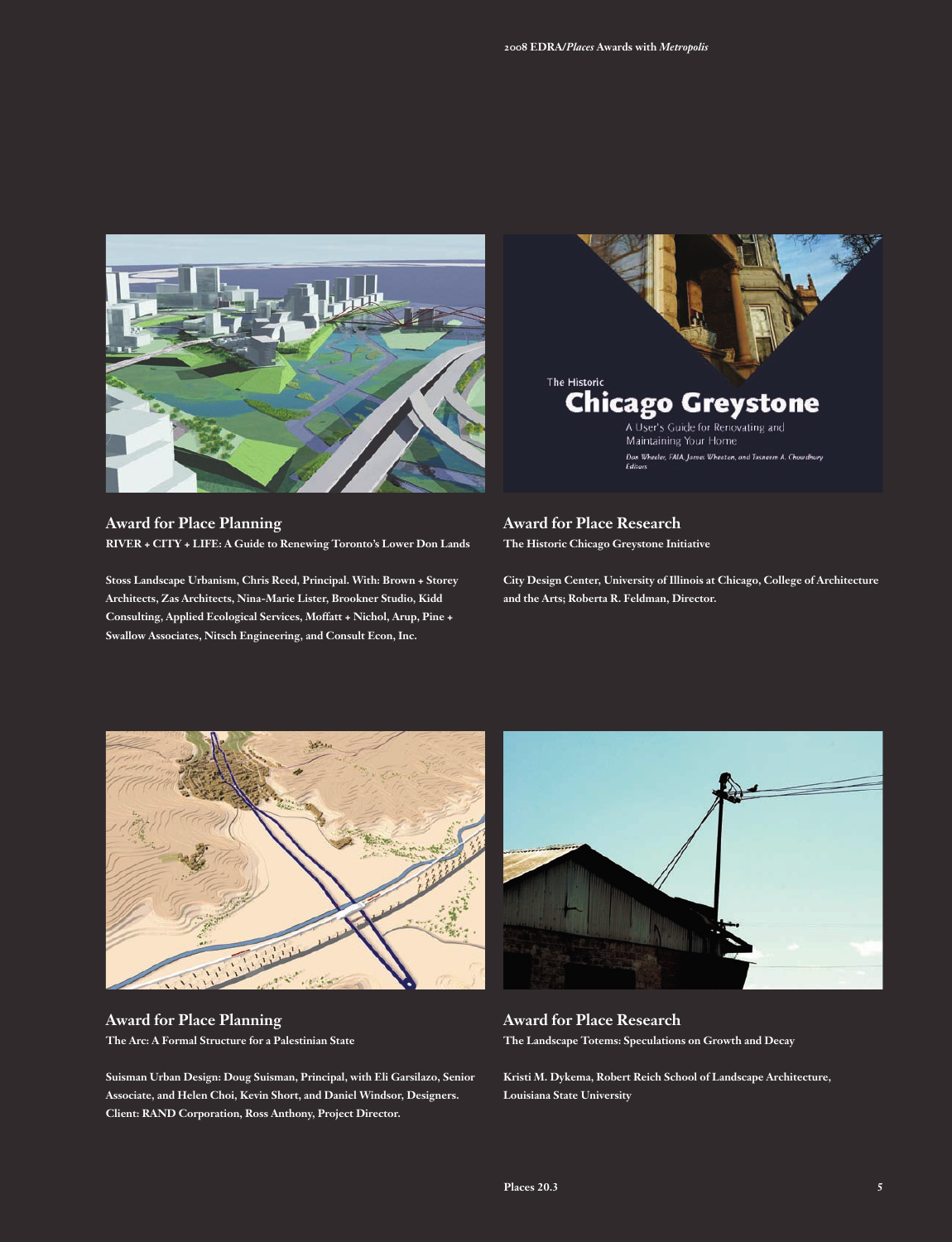### Award for Place Planning

**RIVER + CITY + LIFE: A Guide to Renewing Toronto's Lower Don Lands**

**Stoss Landscape Urbanism, Chris Reed, Principal. With: Brown + Storey Architects, Zas Architects, Nina-Marie Lister, Brookner Studio, Kidd Consulting, Applied Ecological Services, Moffatt + Nichol, Arup, Pine + Swallow Associates, Nitsch Engineering, and Consult Econ, Inc.**

### Award for Place Research

**The Historic Chicago Greystone Initiative**

**City Design Center, University of Illinois at Chicago, College of Architecture and the Arts; Roberta R. Feldman, Director.**

### Award for Place Planning

**The Arc: A Formal Structure for a Palestinian State**

**Suisman Urban Design: Doug Suisman, Principal, with Eli Garsilazo, Senior Associate, and Helen Choi, Kevin Short, and Daniel Windsor, Designers. Client: RAND Corporation, Ross Anthony, Project Director.**

### Award for Place Research

**The Landscape Totems: Speculations on Growth and Decay**

**Kristi M. Dykema, Robert Reich School of Landscape Architecture, Louisiana State University**